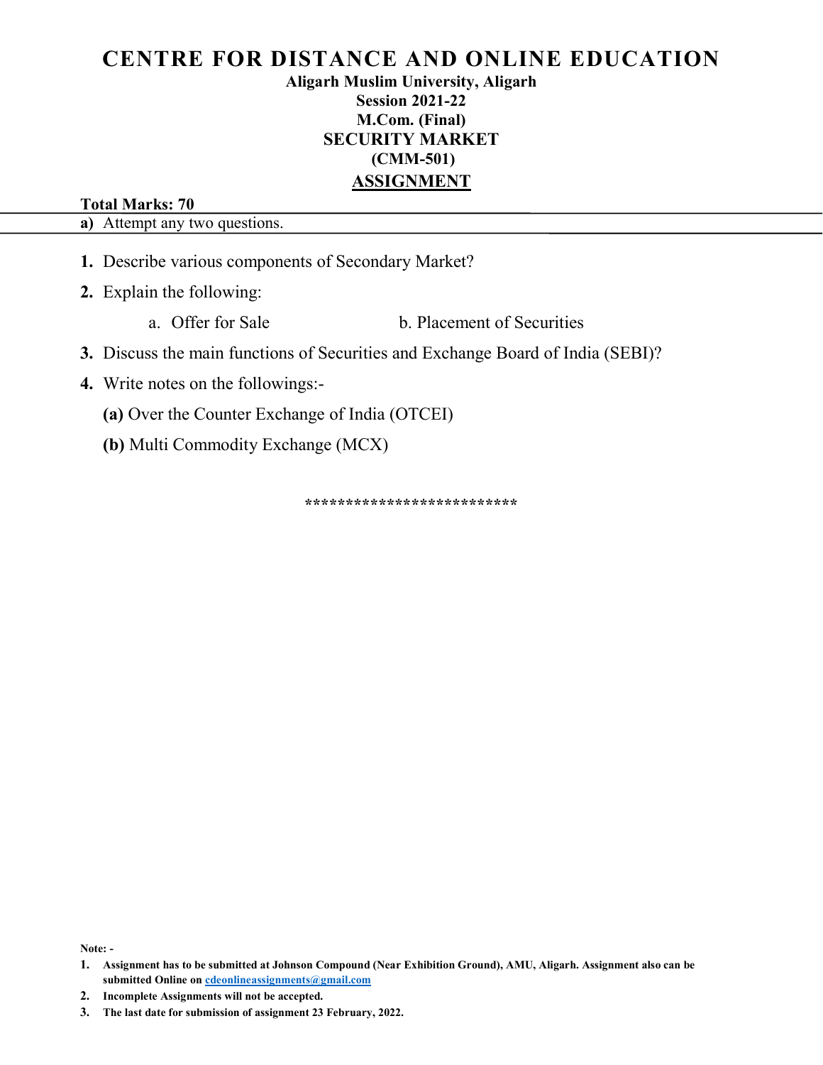# CENTRE FOR DISTANCE AND ONLINE EDUCATION

**Aligarh Muslim University, Aligarh**

**Session 2021-22**

**M.Com. (Final)**

**SECURITY MARKET**

**(CMM-501)**

## ASSIGNMENT

**Total Marks: 70**

**a)** Attempt any two questions.

1. Describe various components of Secondary Market?
2. Explain the following:

   a. Offer for Sale　　　　b. Placement of Securities

3. Discuss the main functions of Securities and Exchange Board of India (SEBI)?
4. Write notes on the followings:-

   **(a)** Over the Counter Exchange of India (OTCEI)

   **(b)** Multi Commodity Exchange (MCX)

*************************

**Note: -**

1. **Assignment has to be submitted at Johnson Compound (Near Exhibition Ground), AMU, Aligarh. Assignment also can be submitted Online on cdeonlineassignments@gmail.com**
2. **Incomplete Assignments will not be accepted.**
3. **The last date for submission of assignment 23 February, 2022.**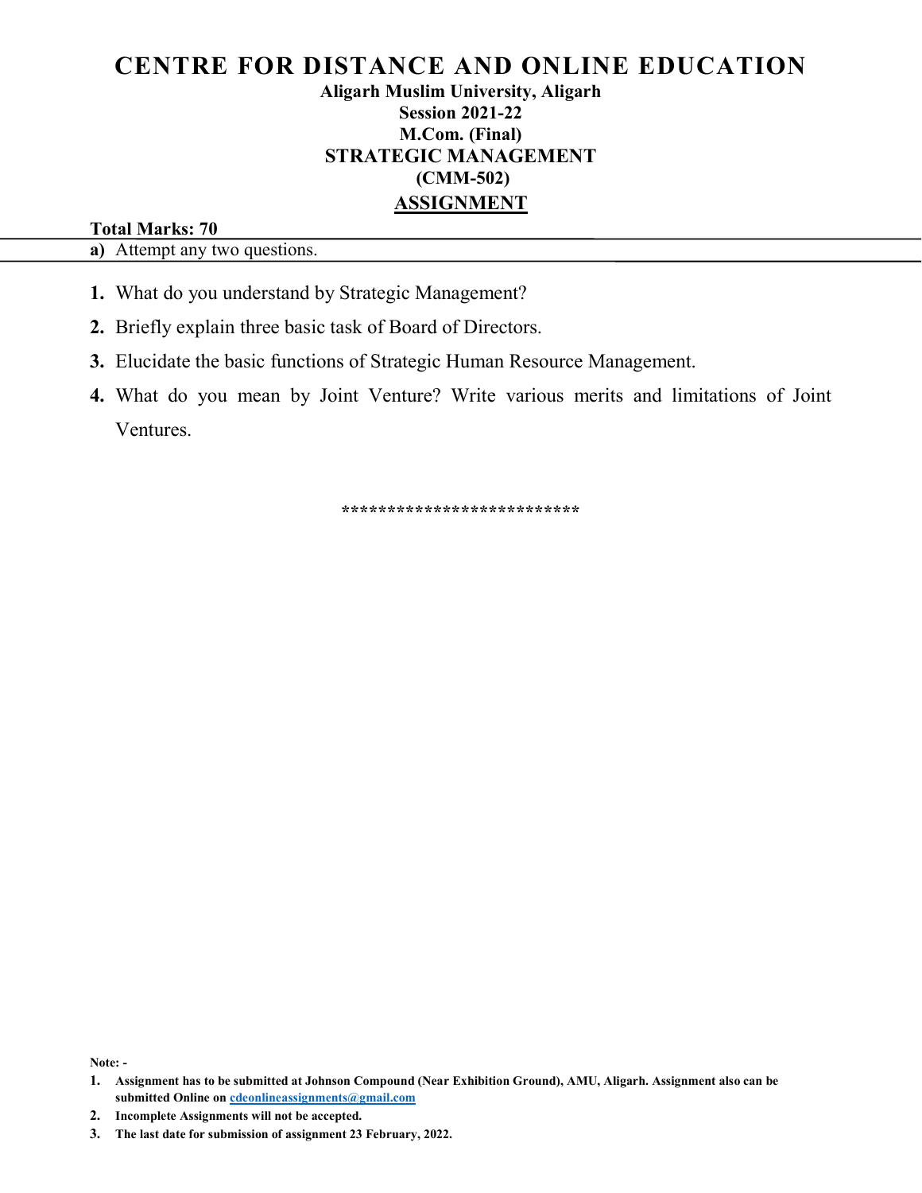# CENTRE FOR DISTANCE AND ONLINE EDUCATION

**Aligarh Muslim University, Aligarh**

**Session 2021-22**

**M.Com. (Final)**

## STRATEGIC MANAGEMENT

**(CMM-502)**

## ASSIGNMENT

**Total Marks: 70**

**a)** Attempt any two questions.

1. What do you understand by Strategic Management?
2. Briefly explain three basic task of Board of Directors.
3. Elucidate the basic functions of Strategic Human Resource Management.
4. What do you mean by Joint Venture? Write various merits and limitations of Joint Ventures.

**************************

**Note: -**

1. **Assignment has to be submitted at Johnson Compound (Near Exhibition Ground), AMU, Aligarh. Assignment also can be submitted Online on cdeonlineassignments@gmail.com**
2. **Incomplete Assignments will not be accepted.**
3. **The last date for submission of assignment 23 February, 2022.**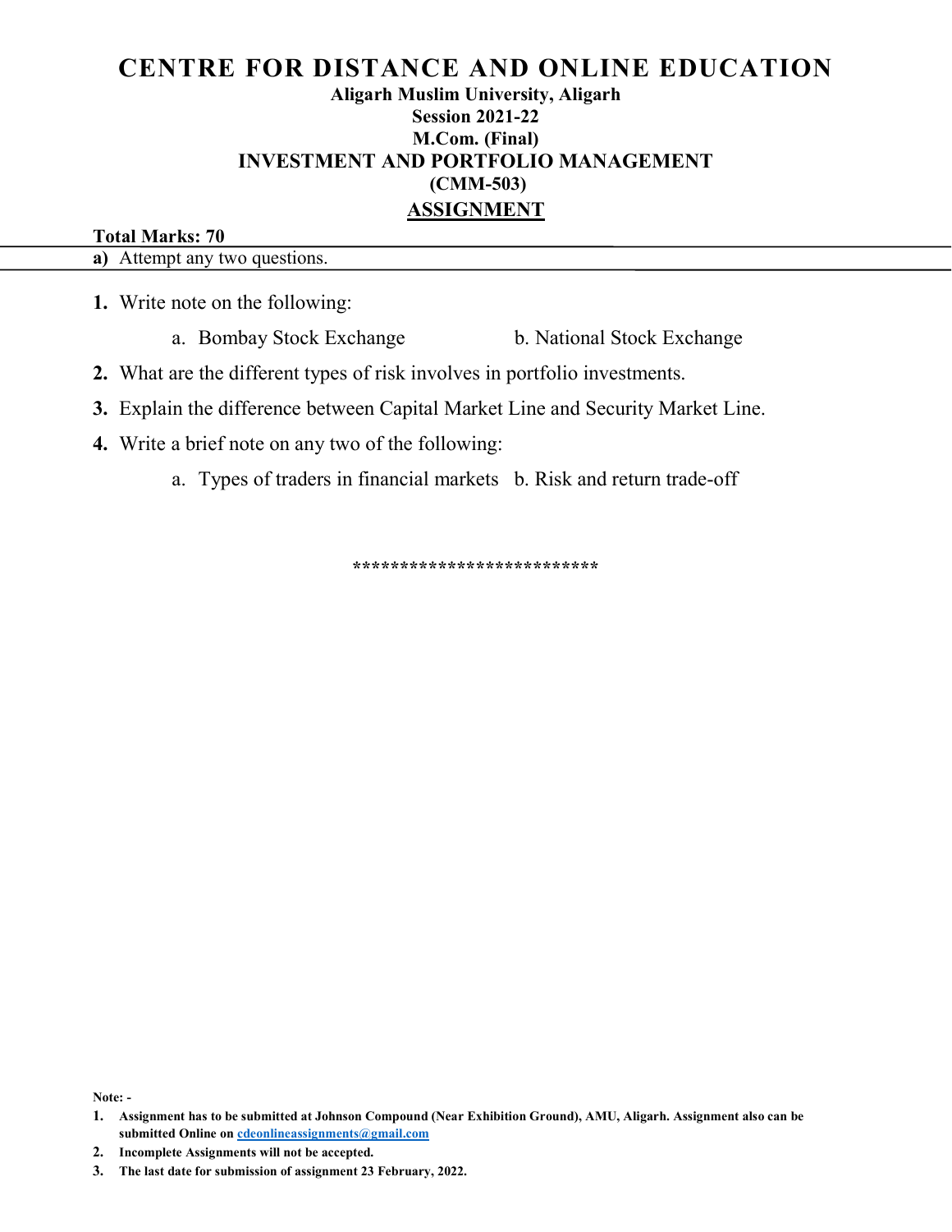# CENTRE FOR DISTANCE AND ONLINE EDUCATION

**Aligarh Muslim University, Aligarh**

**Session 2021-22**

**M.Com. (Final)**

**INVESTMENT AND PORTFOLIO MANAGEMENT**

**(CMM-503)**

## ASSIGNMENT

**Total Marks: 70**

**a)** Attempt any two questions.

1. Write note on the following:

   a. Bombay Stock Exchange    b. National Stock Exchange

2. What are the different types of risk involves in portfolio investments.

3. Explain the difference between Capital Market Line and Security Market Line.

4. Write a brief note on any two of the following:

   a. Types of traders in financial markets    b. Risk and return trade-off

*************************

**Note: -**

1. **Assignment has to be submitted at Johnson Compound (Near Exhibition Ground), AMU, Aligarh. Assignment also can be submitted Online on cdeonlineassignments@gmail.com**
2. **Incomplete Assignments will not be accepted.**
3. **The last date for submission of assignment 23 February, 2022.**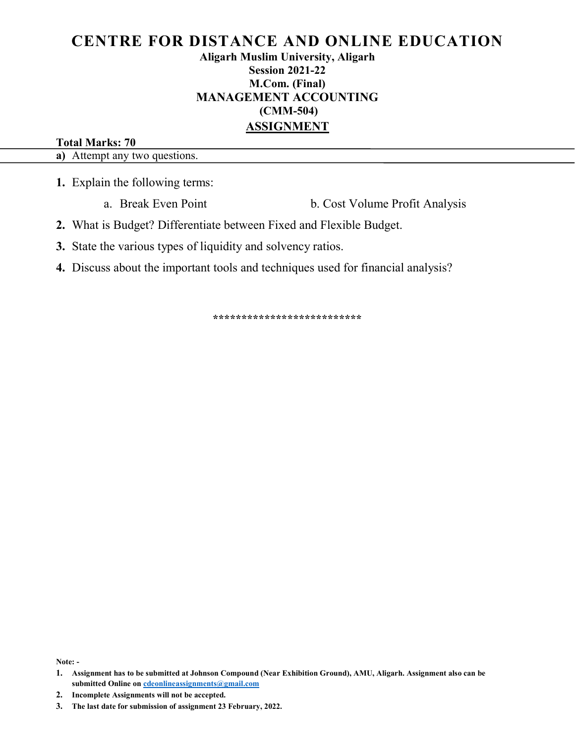# CENTRE FOR DISTANCE AND ONLINE EDUCATION

**Aligarh Muslim University, Aligarh**

**Session 2021-22**

**M.Com. (Final)**

## MANAGEMENT ACCOUNTING

**(CMM-504)**

## ASSIGNMENT

**Total Marks: 70**

**a)** Attempt any two questions.

1. Explain the following terms:

   a. Break Even Point

   b. Cost Volume Profit Analysis

2. What is Budget? Differentiate between Fixed and Flexible Budget.
3. State the various types of liquidity and solvency ratios.
4. Discuss about the important tools and techniques used for financial analysis?

**************************

**Note: -**

1. **Assignment has to be submitted at Johnson Compound (Near Exhibition Ground), AMU, Aligarh. Assignment also can be submitted Online on cdeonlineassignments@gmail.com**
2. **Incomplete Assignments will not be accepted.**
3. **The last date for submission of assignment 23 February, 2022.**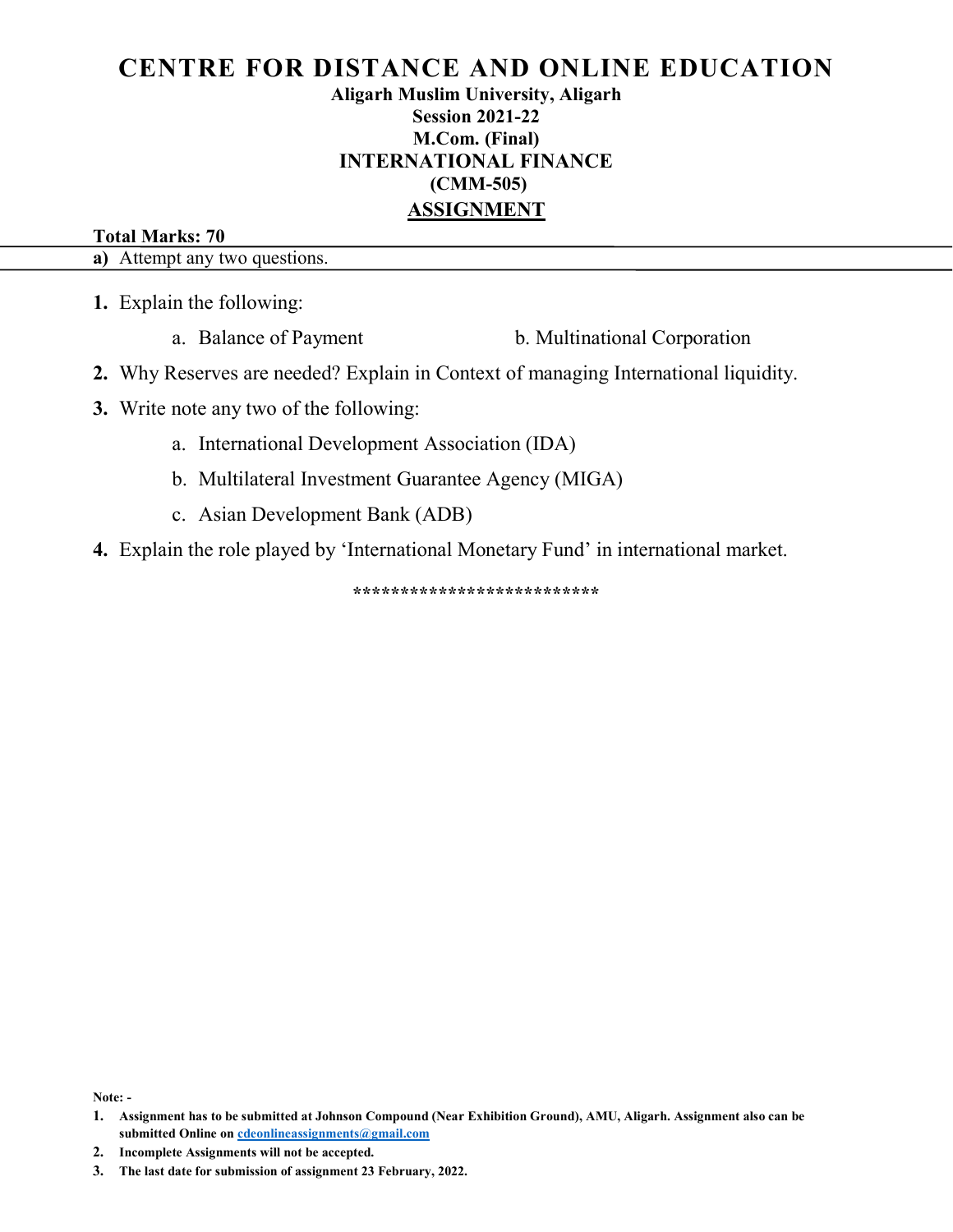# CENTRE FOR DISTANCE AND ONLINE EDUCATION

**Aligarh Muslim University, Aligarh**
**Session 2021-22**
**M.Com. (Final)**
**INTERNATIONAL FINANCE**
**(CMM-505)**

## ASSIGNMENT

**Total Marks: 70**

**a)** Attempt any two questions.

1. Explain the following:

   a. Balance of Payment

   b. Multinational Corporation

2. Why Reserves are needed? Explain in Context of managing International liquidity.

3. Write note any two of the following:

   a. International Development Association (IDA)

   b. Multilateral Investment Guarantee Agency (MIGA)

   c. Asian Development Bank (ADB)

4. Explain the role played by 'International Monetary Fund' in international market.

*************************

**Note: -**

1. **Assignment has to be submitted at Johnson Compound (Near Exhibition Ground), AMU, Aligarh. Assignment also can be submitted Online on cdeonlineassignments@gmail.com**
2. **Incomplete Assignments will not be accepted.**
3. **The last date for submission of assignment 23 February, 2022.**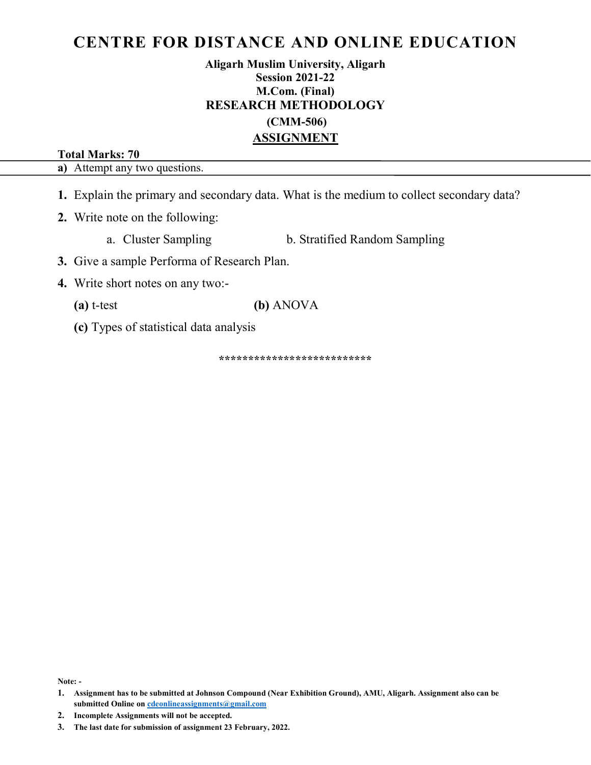# CENTRE FOR DISTANCE AND ONLINE EDUCATION

**Aligarh Muslim University, Aligarh**
**Session 2021-22**
**M.Com. (Final)**

## RESEARCH METHODOLOGY

**(CMM-506)**

**ASSIGNMENT**

**Total Marks: 70**

**a)** Attempt any two questions.

1. Explain the primary and secondary data. What is the medium to collect secondary data?
2. Write note on the following:
   a. Cluster Sampling                b. Stratified Random Sampling
3. Give a sample Performa of Research Plan.
4. Write short notes on any two:-
   **(a)** t-test                **(b)** ANOVA
   **(c)** Types of statistical data analysis

*************************

**Note: -**

1. **Assignment has to be submitted at Johnson Compound (Near Exhibition Ground), AMU, Aligarh. Assignment also can be submitted Online on cdeonlineassignments@gmail.com**
2. **Incomplete Assignments will not be accepted.**
3. **The last date for submission of assignment 23 February, 2022.**